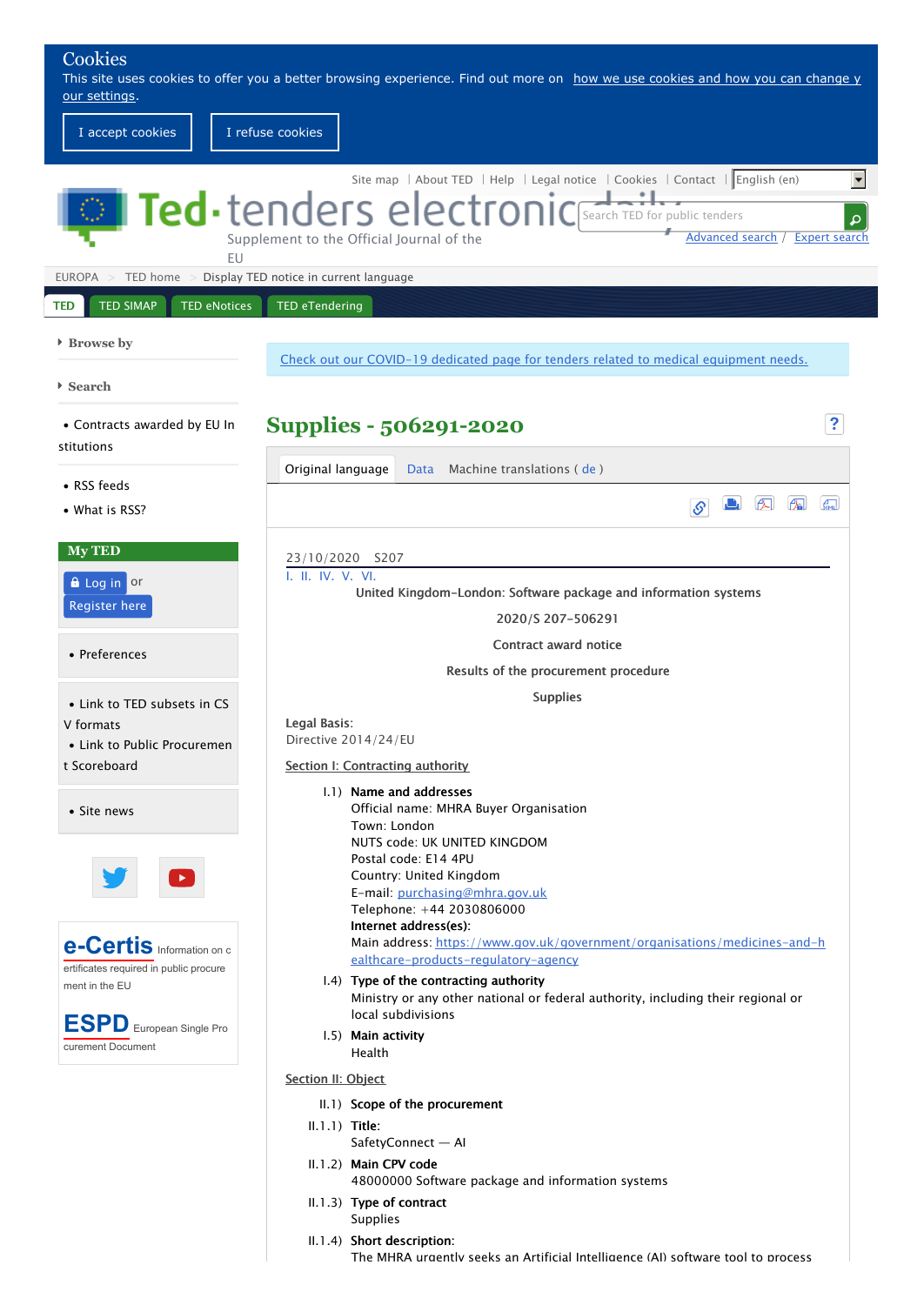# Supplies - 506291-2020

23/10/2020 S207

I. II. IV. V. VI.

United Kingdom-London: Software package and information systems

2020/S 207-506291

Contract award notice

Results of the procurement procedure

Supplies

Legal Basis:
Directive 2014/24/EU

## Section I: Contracting authority

I.1) **Name and addresses**
Official name: MHRA Buyer Organisation
Town: London
NUTS code: UK UNITED KINGDOM
Postal code: E14 4PU
Country: United Kingdom
E-mail: purchasing@mhra.gov.uk
Telephone: +44 2030806000
**Internet address(es):**
Main address: https://www.gov.uk/government/organisations/medicines-and-healthcare-products-regulatory-agency

I.4) **Type of the contracting authority**
Ministry or any other national or federal authority, including their regional or local subdivisions

I.5) **Main activity**
Health

## Section II: Object

II.1) **Scope of the procurement**

II.1.1) **Title:**
SafetyConnect — AI

II.1.2) **Main CPV code**
48000000 Software package and information systems

II.1.3) **Type of contract**
Supplies

II.1.4) **Short description:**
The MHRA urgently seeks an Artificial Intelligence (AI) software tool to process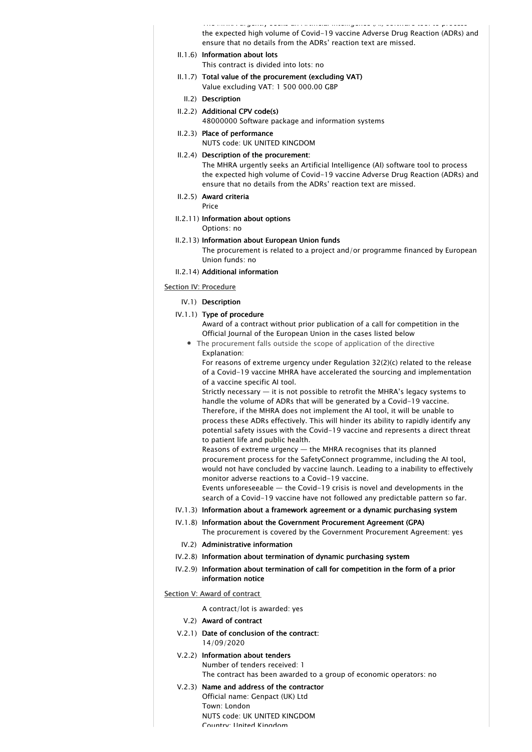The MHRA urgently seeks an Artificial Intelligence (AI) software tool to process the expected high volume of Covid-19 vaccine Adverse Drug Reaction (ADRs) and ensure that no details from the ADRs' reaction text are missed.

II.1.6) **Information about lots**

This contract is divided into lots: no

II.1.7) **Total value of the procurement (excluding VAT)**

Value excluding VAT: 1 500 000.00 GBP

II.2) **Description**

II.2.2) **Additional CPV code(s)**

48000000 Software package and information systems

II.2.3) **Place of performance**

NUTS code: UK UNITED KINGDOM

II.2.4) **Description of the procurement:**

The MHRA urgently seeks an Artificial Intelligence (AI) software tool to process the expected high volume of Covid-19 vaccine Adverse Drug Reaction (ADRs) and ensure that no details from the ADRs' reaction text are missed.

II.2.5) **Award criteria**

Price

II.2.11) **Information about options**

Options: no

II.2.13) **Information about European Union funds**

The procurement is related to a project and/or programme financed by European Union funds: no

II.2.14) **Additional information**

## Section IV: Procedure

IV.1) **Description**

IV.1.1) **Type of procedure**

Award of a contract without prior publication of a call for competition in the Official Journal of the European Union in the cases listed below

- The procurement falls outside the scope of application of the directive

Explanation:

For reasons of extreme urgency under Regulation 32(2)(c) related to the release of a Covid-19 vaccine MHRA have accelerated the sourcing and implementation of a vaccine specific AI tool.

Strictly necessary — it is not possible to retrofit the MHRA's legacy systems to handle the volume of ADRs that will be generated by a Covid-19 vaccine. Therefore, if the MHRA does not implement the AI tool, it will be unable to process these ADRs effectively. This will hinder its ability to rapidly identify any potential safety issues with the Covid-19 vaccine and represents a direct threat to patient life and public health.

Reasons of extreme urgency — the MHRA recognises that its planned procurement process for the SafetyConnect programme, including the AI tool, would not have concluded by vaccine launch. Leading to a inability to effectively monitor adverse reactions to a Covid-19 vaccine.

Events unforeseeable — the Covid-19 crisis is novel and developments in the search of a Covid-19 vaccine have not followed any predictable pattern so far.

IV.1.3) **Information about a framework agreement or a dynamic purchasing system**

IV.1.8) **Information about the Government Procurement Agreement (GPA)**

The procurement is covered by the Government Procurement Agreement: yes

IV.2) **Administrative information**

IV.2.8) **Information about termination of dynamic purchasing system**

IV.2.9) **Information about termination of call for competition in the form of a prior information notice**

## Section V: Award of contract

A contract/lot is awarded: yes

V.2) **Award of contract**

V.2.1) **Date of conclusion of the contract:**

14/09/2020

V.2.2) **Information about tenders**

Number of tenders received: 1

The contract has been awarded to a group of economic operators: no

V.2.3) **Name and address of the contractor**

Official name: Genpact (UK) Ltd

Town: London

NUTS code: UK UNITED KINGDOM

Country: United Kingdom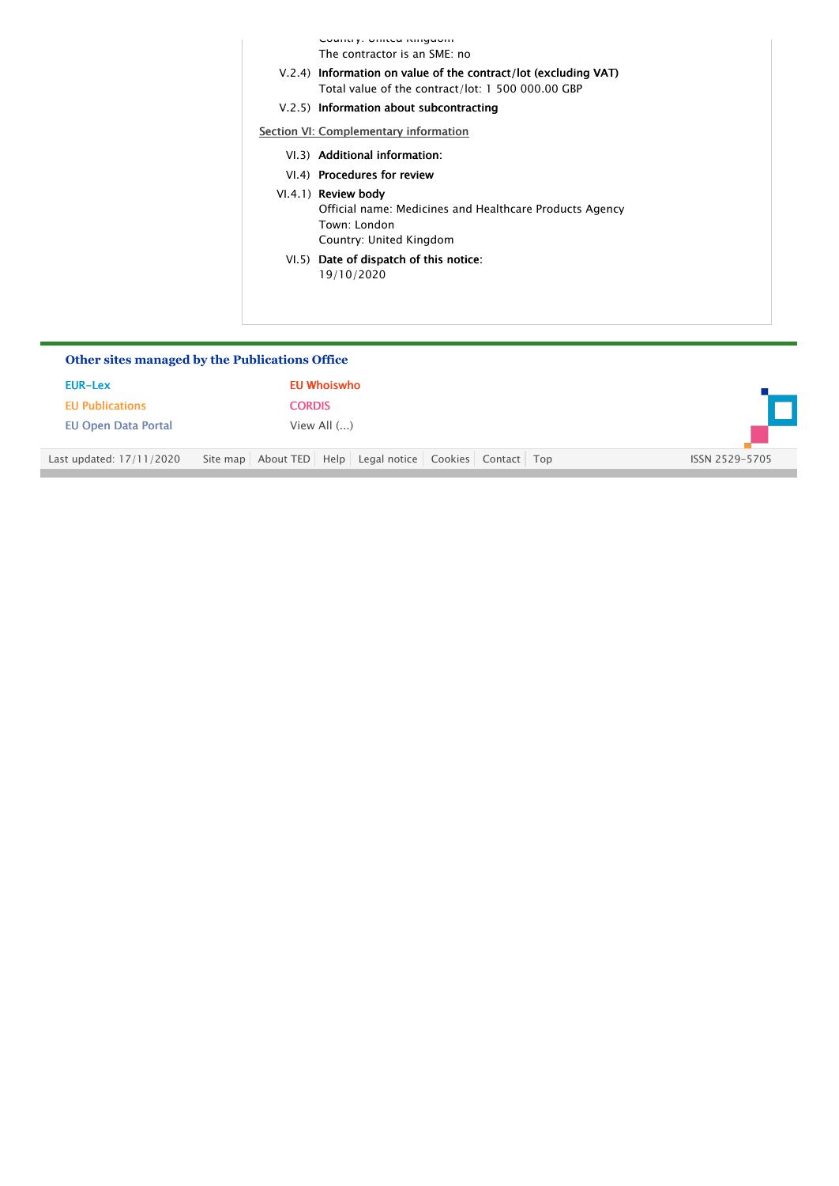Country: United Kingdom

The contractor is an SME: no

V.2.4) **Information on value of the contract/lot (excluding VAT)**

Total value of the contract/lot: 1 500 000.00 GBP

V.2.5) **Information about subcontracting**

## Section VI: Complementary information

VI.3) **Additional information:**

VI.4) **Procedures for review**

VI.4.1) **Review body**

Official name: Medicines and Healthcare Products Agency

Town: London

Country: United Kingdom

VI.5) **Date of dispatch of this notice:**

19/10/2020

**Other sites managed by the Publications Office**

EUR-Lex
EU Publications
EU Open Data Portal
EU Whoiswho
CORDIS
View All (...)

Last updated: 17/11/2020 | Site map | About TED | Help | Legal notice | Cookies | Contact | Top | ISSN 2529-5705